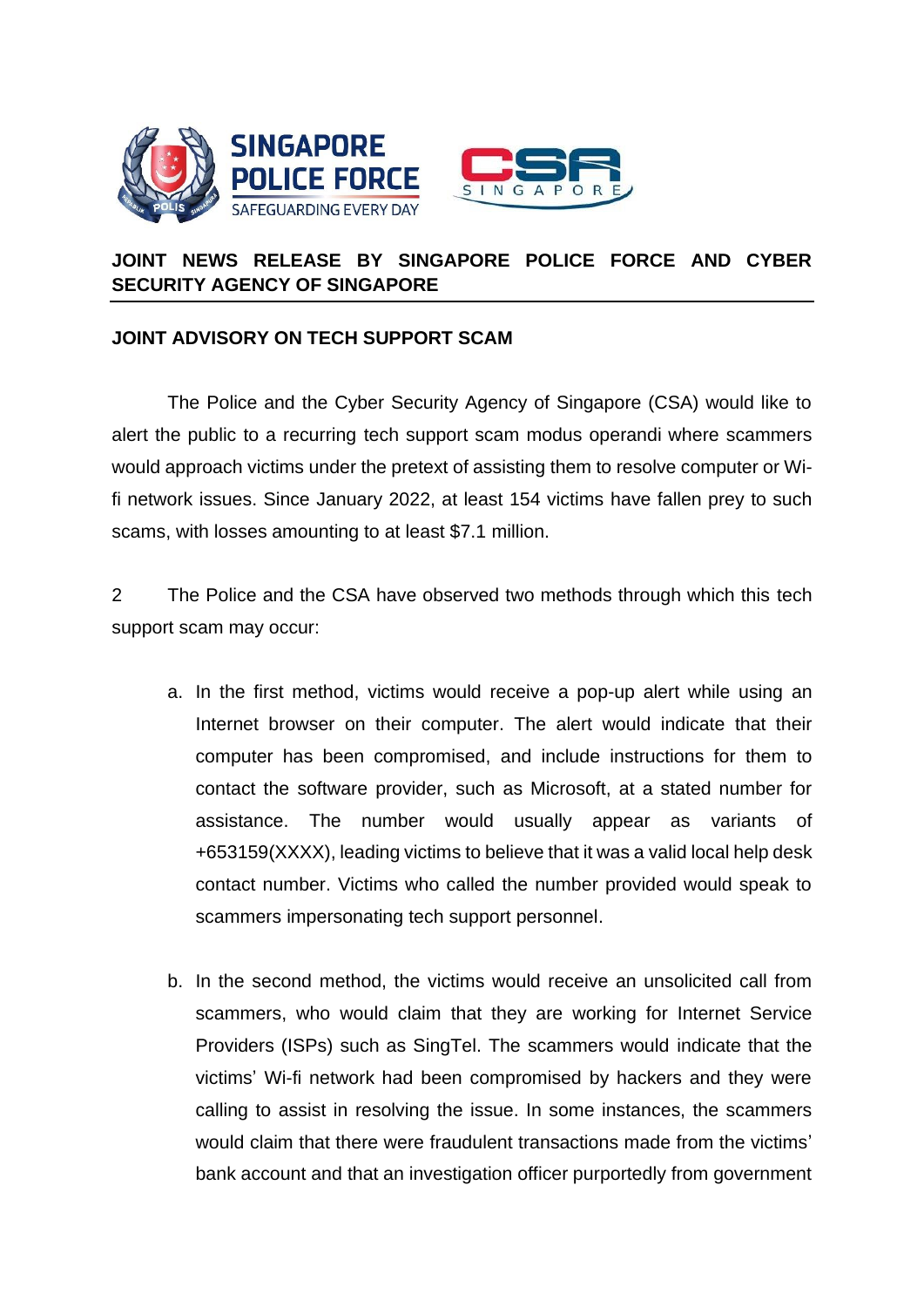# JOINT NEWS RELEASE BY SINGAPORE POLICE FORCE AND CYBER SECURITY AGENCY OF SINGAPORE

## JOINT ADVISORY ON TECH SUPPORT SCAM

The Police and the Cyber Security Agency of Singapore (CSA) would like to alert the public to a recurring tech support scam modus operandi where scammers would approach victims under the pretext of assisting them to resolve computer or Wi-fi network issues. Since January 2022, at least 154 victims have fallen prey to such scams, with losses amounting to at least $7.1 million.

2 The Police and the CSA have observed two methods through which this tech support scam may occur:

a. In the first method, victims would receive a pop-up alert while using an Internet browser on their computer. The alert would indicate that their computer has been compromised, and include instructions for them to contact the software provider, such as Microsoft, at a stated number for assistance. The number would usually appear as variants of +653159(XXXX), leading victims to believe that it was a valid local help desk contact number. Victims who called the number provided would speak to scammers impersonating tech support personnel.

b. In the second method, the victims would receive an unsolicited call from scammers, who would claim that they are working for Internet Service Providers (ISPs) such as SingTel. The scammers would indicate that the victims' Wi-fi network had been compromised by hackers and they were calling to assist in resolving the issue. In some instances, the scammers would claim that there were fraudulent transactions made from the victims' bank account and that an investigation officer purportedly from government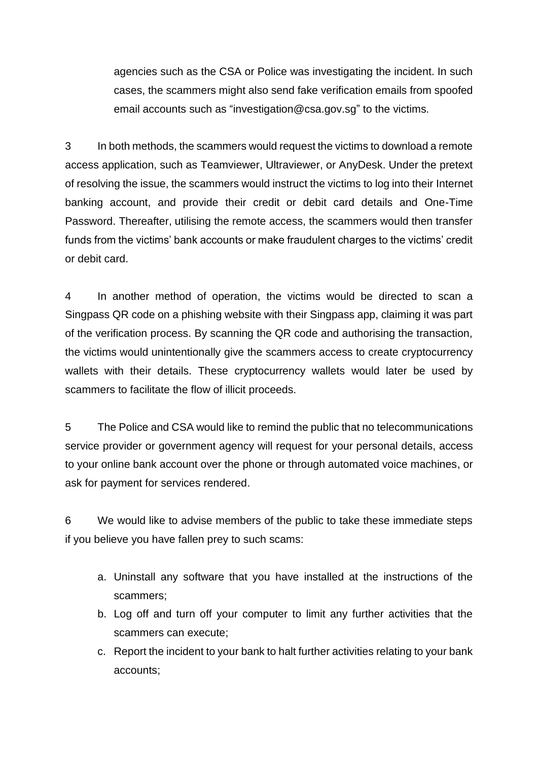agencies such as the CSA or Police was investigating the incident. In such cases, the scammers might also send fake verification emails from spoofed email accounts such as "investigation@csa.gov.sg" to the victims.

3 In both methods, the scammers would request the victims to download a remote access application, such as Teamviewer, Ultraviewer, or AnyDesk. Under the pretext of resolving the issue, the scammers would instruct the victims to log into their Internet banking account, and provide their credit or debit card details and One-Time Password. Thereafter, utilising the remote access, the scammers would then transfer funds from the victims' bank accounts or make fraudulent charges to the victims' credit or debit card.

4 In another method of operation, the victims would be directed to scan a Singpass QR code on a phishing website with their Singpass app, claiming it was part of the verification process. By scanning the QR code and authorising the transaction, the victims would unintentionally give the scammers access to create cryptocurrency wallets with their details. These cryptocurrency wallets would later be used by scammers to facilitate the flow of illicit proceeds.

5 The Police and CSA would like to remind the public that no telecommunications service provider or government agency will request for your personal details, access to your online bank account over the phone or through automated voice machines, or ask for payment for services rendered.

6 We would like to advise members of the public to take these immediate steps if you believe you have fallen prey to such scams:

a. Uninstall any software that you have installed at the instructions of the scammers;
b. Log off and turn off your computer to limit any further activities that the scammers can execute;
c. Report the incident to your bank to halt further activities relating to your bank accounts;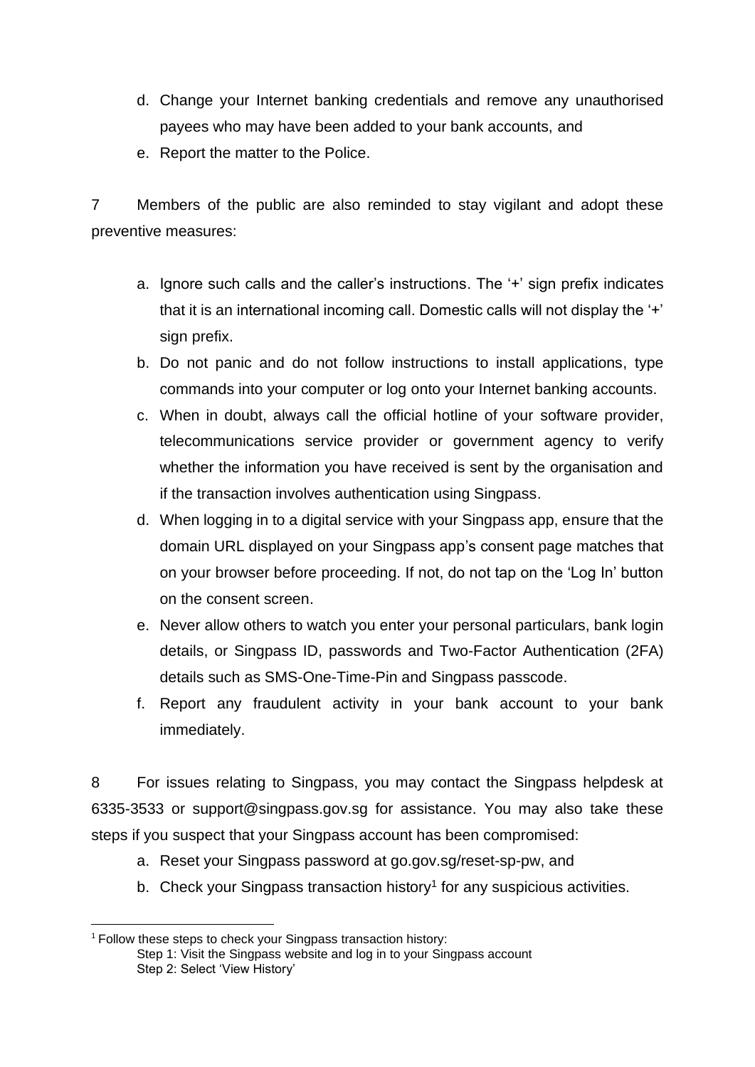d. Change your Internet banking credentials and remove any unauthorised payees who may have been added to your bank accounts, and
e. Report the matter to the Police.

7 Members of the public are also reminded to stay vigilant and adopt these preventive measures:

a. Ignore such calls and the caller's instructions. The '+' sign prefix indicates that it is an international incoming call. Domestic calls will not display the '+' sign prefix.
b. Do not panic and do not follow instructions to install applications, type commands into your computer or log onto your Internet banking accounts.
c. When in doubt, always call the official hotline of your software provider, telecommunications service provider or government agency to verify whether the information you have received is sent by the organisation and if the transaction involves authentication using Singpass.
d. When logging in to a digital service with your Singpass app, ensure that the domain URL displayed on your Singpass app's consent page matches that on your browser before proceeding. If not, do not tap on the 'Log In' button on the consent screen.
e. Never allow others to watch you enter your personal particulars, bank login details, or Singpass ID, passwords and Two-Factor Authentication (2FA) details such as SMS-One-Time-Pin and Singpass passcode.
f. Report any fraudulent activity in your bank account to your bank immediately.

8 For issues relating to Singpass, you may contact the Singpass helpdesk at 6335-3533 or support@singpass.gov.sg for assistance. You may also take these steps if you suspect that your Singpass account has been compromised:

a. Reset your Singpass password at go.gov.sg/reset-sp-pw, and
b. Check your Singpass transaction history[1] for any suspicious activities.

---

[1] Follow these steps to check your Singpass transaction history:
Step 1: Visit the Singpass website and log in to your Singpass account
Step 2: Select 'View History'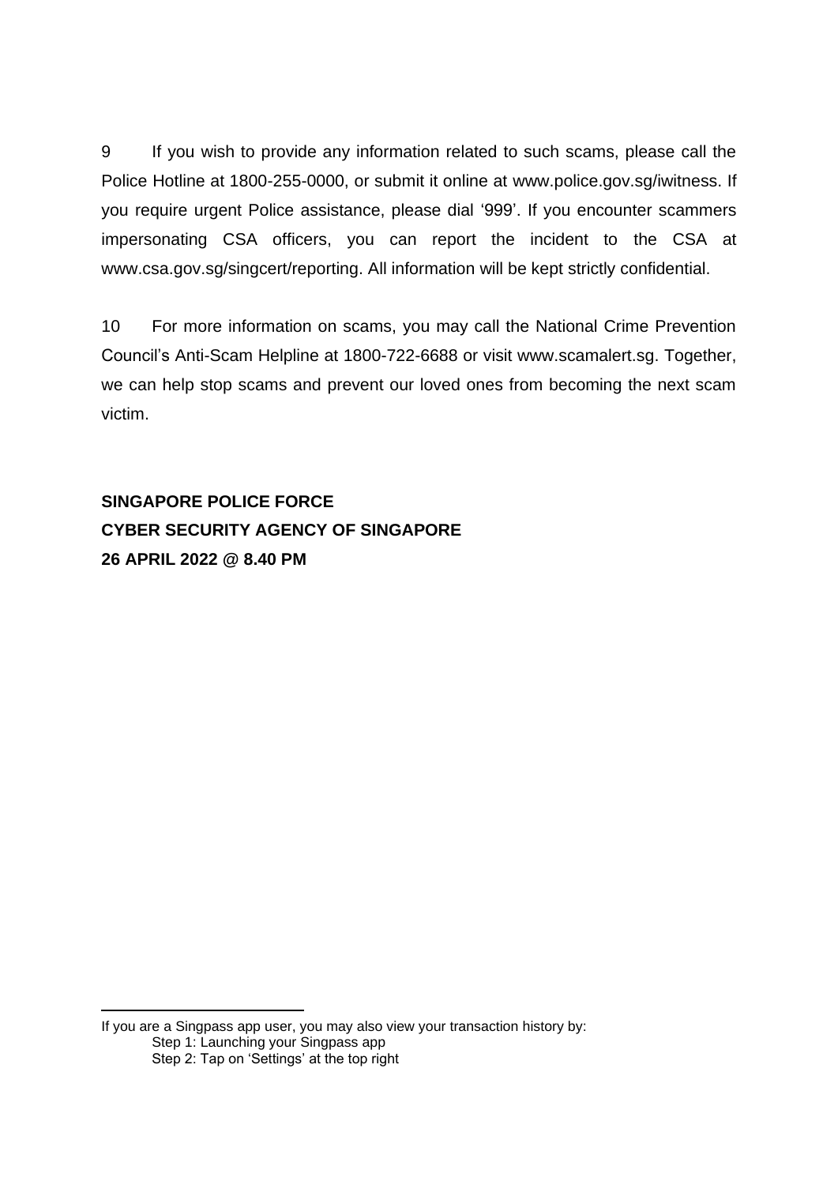9 If you wish to provide any information related to such scams, please call the Police Hotline at 1800-255-0000, or submit it online at www.police.gov.sg/iwitness. If you require urgent Police assistance, please dial '999'. If you encounter scammers impersonating CSA officers, you can report the incident to the CSA at www.csa.gov.sg/singcert/reporting. All information will be kept strictly confidential.

10 For more information on scams, you may call the National Crime Prevention Council's Anti-Scam Helpline at 1800-722-6688 or visit www.scamalert.sg. Together, we can help stop scams and prevent our loved ones from becoming the next scam victim.

**SINGAPORE POLICE FORCE**
**CYBER SECURITY AGENCY OF SINGAPORE**
**26 APRIL 2022 @ 8.40 PM**

---

If you are a Singpass app user, you may also view your transaction history by:

Step 1: Launching your Singpass app

Step 2: Tap on 'Settings' at the top right